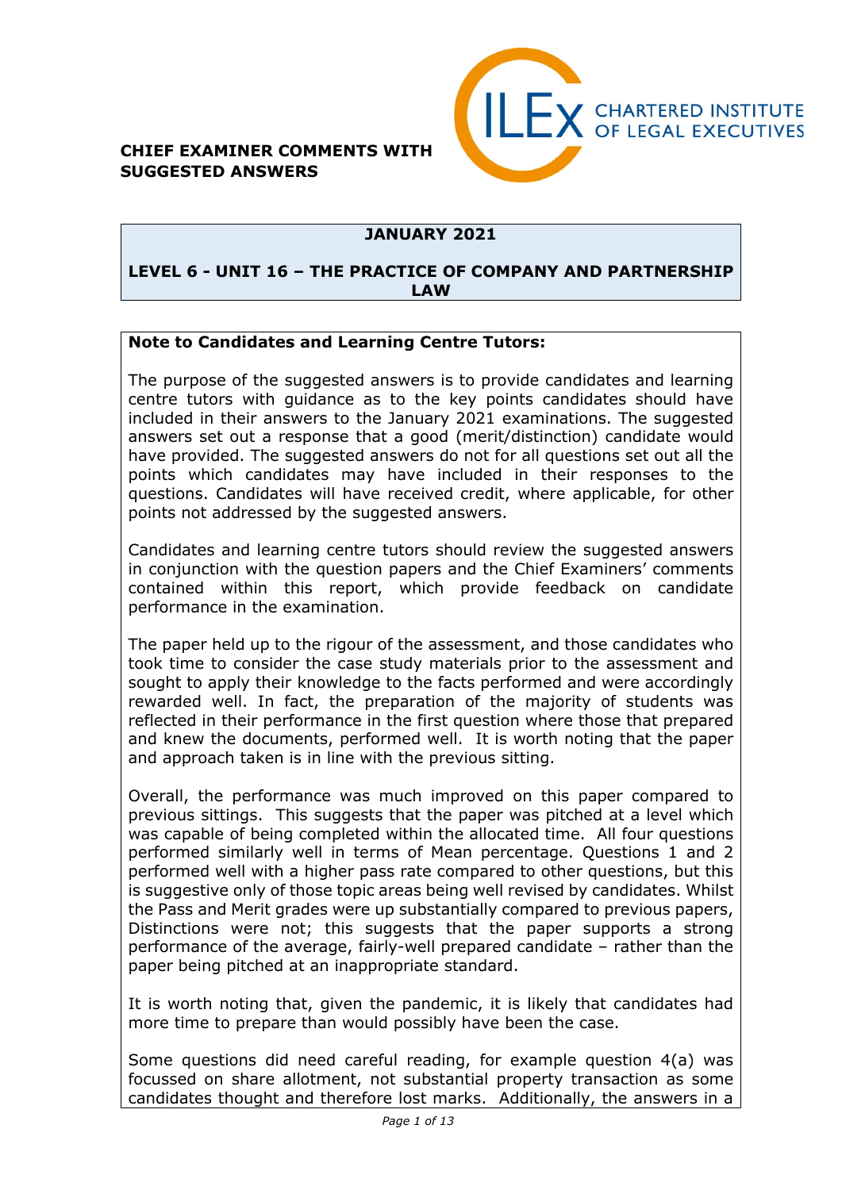ILEx CHARTERED INSTITUTE OF LEGAL EXECUTIVES

**CHIEF EXAMINER COMMENTS WITH SUGGESTED ANSWERS**

**JANUARY 2021**

**LEVEL 6 - UNIT 16 – THE PRACTICE OF COMPANY AND PARTNERSHIP LAW**

**Note to Candidates and Learning Centre Tutors:**

The purpose of the suggested answers is to provide candidates and learning centre tutors with guidance as to the key points candidates should have included in their answers to the January 2021 examinations. The suggested answers set out a response that a good (merit/distinction) candidate would have provided. The suggested answers do not for all questions set out all the points which candidates may have included in their responses to the questions. Candidates will have received credit, where applicable, for other points not addressed by the suggested answers.

Candidates and learning centre tutors should review the suggested answers in conjunction with the question papers and the Chief Examiners' comments contained within this report, which provide feedback on candidate performance in the examination.

The paper held up to the rigour of the assessment, and those candidates who took time to consider the case study materials prior to the assessment and sought to apply their knowledge to the facts performed and were accordingly rewarded well. In fact, the preparation of the majority of students was reflected in their performance in the first question where those that prepared and knew the documents, performed well. It is worth noting that the paper and approach taken is in line with the previous sitting.

Overall, the performance was much improved on this paper compared to previous sittings. This suggests that the paper was pitched at a level which was capable of being completed within the allocated time. All four questions performed similarly well in terms of Mean percentage. Questions 1 and 2 performed well with a higher pass rate compared to other questions, but this is suggestive only of those topic areas being well revised by candidates. Whilst the Pass and Merit grades were up substantially compared to previous papers, Distinctions were not; this suggests that the paper supports a strong performance of the average, fairly-well prepared candidate – rather than the paper being pitched at an inappropriate standard.

It is worth noting that, given the pandemic, it is likely that candidates had more time to prepare than would possibly have been the case.

Some questions did need careful reading, for example question 4(a) was focussed on share allotment, not substantial property transaction as some candidates thought and therefore lost marks. Additionally, the answers in a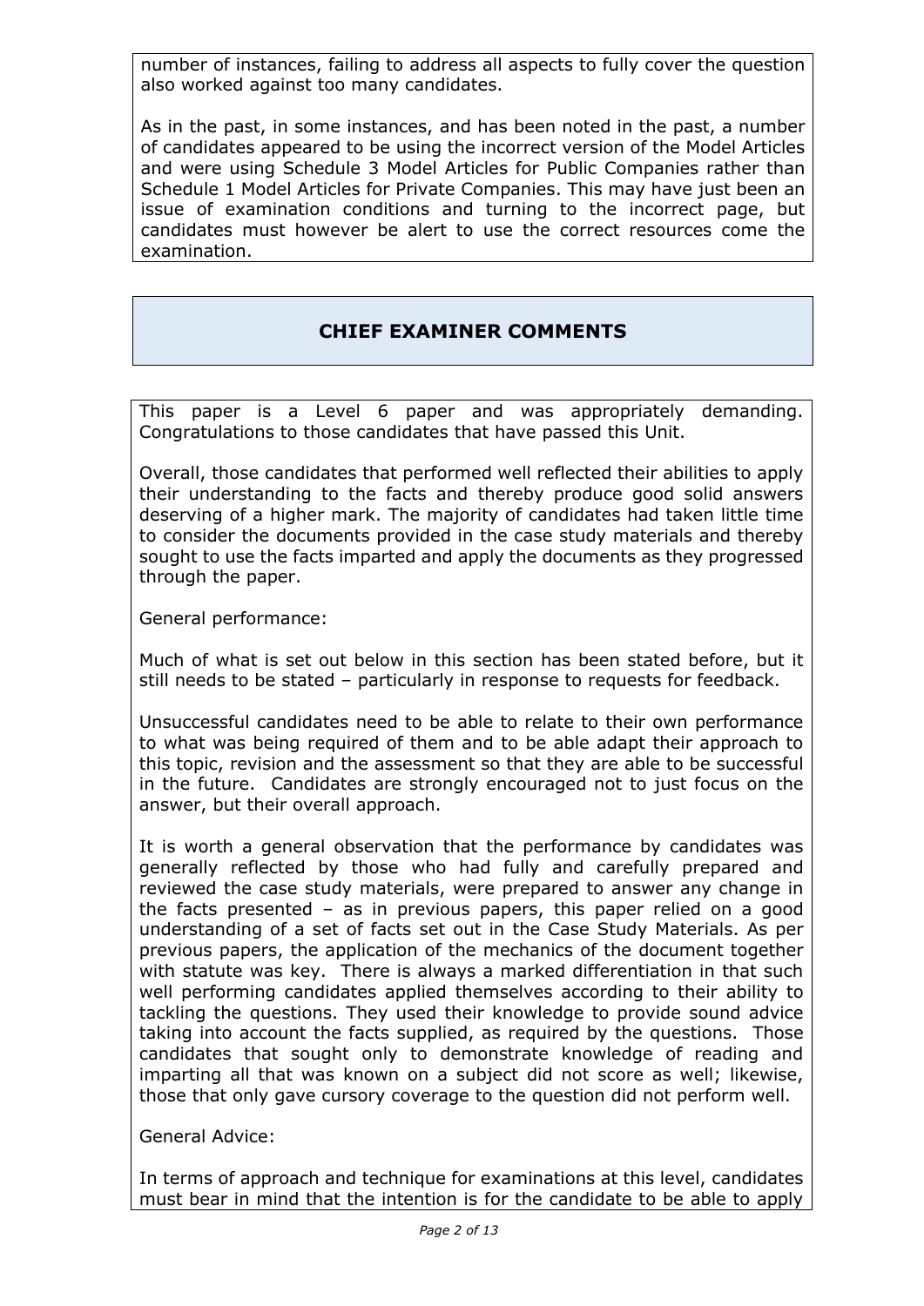number of instances, failing to address all aspects to fully cover the question also worked against too many candidates.

As in the past, in some instances, and has been noted in the past, a number of candidates appeared to be using the incorrect version of the Model Articles and were using Schedule 3 Model Articles for Public Companies rather than Schedule 1 Model Articles for Private Companies. This may have just been an issue of examination conditions and turning to the incorrect page, but candidates must however be alert to use the correct resources come the examination.

## CHIEF EXAMINER COMMENTS

This paper is a Level 6 paper and was appropriately demanding. Congratulations to those candidates that have passed this Unit.

Overall, those candidates that performed well reflected their abilities to apply their understanding to the facts and thereby produce good solid answers deserving of a higher mark. The majority of candidates had taken little time to consider the documents provided in the case study materials and thereby sought to use the facts imparted and apply the documents as they progressed through the paper.

General performance:

Much of what is set out below in this section has been stated before, but it still needs to be stated – particularly in response to requests for feedback.

Unsuccessful candidates need to be able to relate to their own performance to what was being required of them and to be able adapt their approach to this topic, revision and the assessment so that they are able to be successful in the future. Candidates are strongly encouraged not to just focus on the answer, but their overall approach.

It is worth a general observation that the performance by candidates was generally reflected by those who had fully and carefully prepared and reviewed the case study materials, were prepared to answer any change in the facts presented – as in previous papers, this paper relied on a good understanding of a set of facts set out in the Case Study Materials. As per previous papers, the application of the mechanics of the document together with statute was key. There is always a marked differentiation in that such well performing candidates applied themselves according to their ability to tackling the questions. They used their knowledge to provide sound advice taking into account the facts supplied, as required by the questions. Those candidates that sought only to demonstrate knowledge of reading and imparting all that was known on a subject did not score as well; likewise, those that only gave cursory coverage to the question did not perform well.

General Advice:

In terms of approach and technique for examinations at this level, candidates must bear in mind that the intention is for the candidate to be able to apply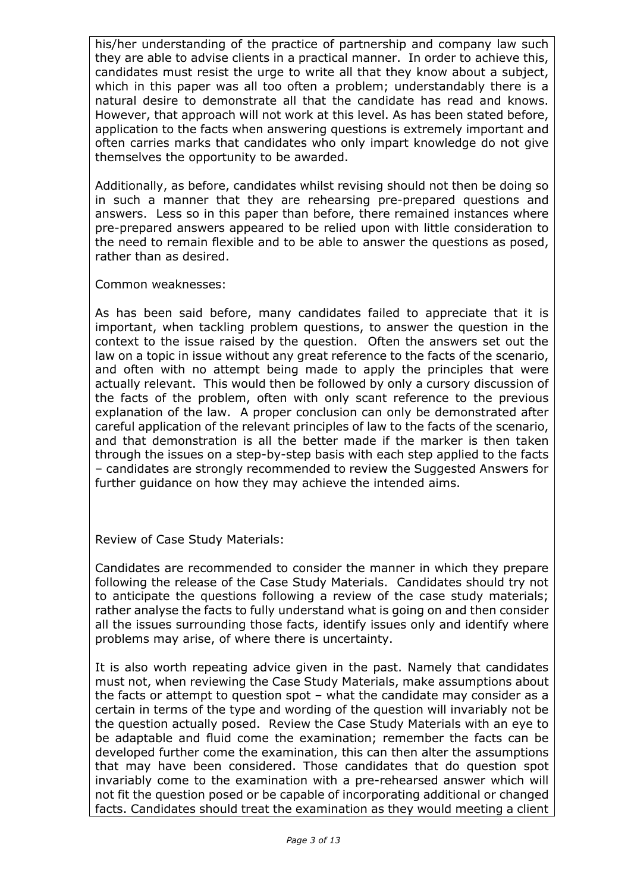his/her understanding of the practice of partnership and company law such they are able to advise clients in a practical manner. In order to achieve this, candidates must resist the urge to write all that they know about a subject, which in this paper was all too often a problem; understandably there is a natural desire to demonstrate all that the candidate has read and knows. However, that approach will not work at this level. As has been stated before, application to the facts when answering questions is extremely important and often carries marks that candidates who only impart knowledge do not give themselves the opportunity to be awarded.

Additionally, as before, candidates whilst revising should not then be doing so in such a manner that they are rehearsing pre-prepared questions and answers. Less so in this paper than before, there remained instances where pre-prepared answers appeared to be relied upon with little consideration to the need to remain flexible and to be able to answer the questions as posed, rather than as desired.

Common weaknesses:

As has been said before, many candidates failed to appreciate that it is important, when tackling problem questions, to answer the question in the context to the issue raised by the question. Often the answers set out the law on a topic in issue without any great reference to the facts of the scenario, and often with no attempt being made to apply the principles that were actually relevant. This would then be followed by only a cursory discussion of the facts of the problem, often with only scant reference to the previous explanation of the law. A proper conclusion can only be demonstrated after careful application of the relevant principles of law to the facts of the scenario, and that demonstration is all the better made if the marker is then taken through the issues on a step-by-step basis with each step applied to the facts – candidates are strongly recommended to review the Suggested Answers for further guidance on how they may achieve the intended aims.

Review of Case Study Materials:

Candidates are recommended to consider the manner in which they prepare following the release of the Case Study Materials. Candidates should try not to anticipate the questions following a review of the case study materials; rather analyse the facts to fully understand what is going on and then consider all the issues surrounding those facts, identify issues only and identify where problems may arise, of where there is uncertainty.

It is also worth repeating advice given in the past. Namely that candidates must not, when reviewing the Case Study Materials, make assumptions about the facts or attempt to question spot – what the candidate may consider as a certain in terms of the type and wording of the question will invariably not be the question actually posed. Review the Case Study Materials with an eye to be adaptable and fluid come the examination; remember the facts can be developed further come the examination, this can then alter the assumptions that may have been considered. Those candidates that do question spot invariably come to the examination with a pre-rehearsed answer which will not fit the question posed or be capable of incorporating additional or changed facts. Candidates should treat the examination as they would meeting a client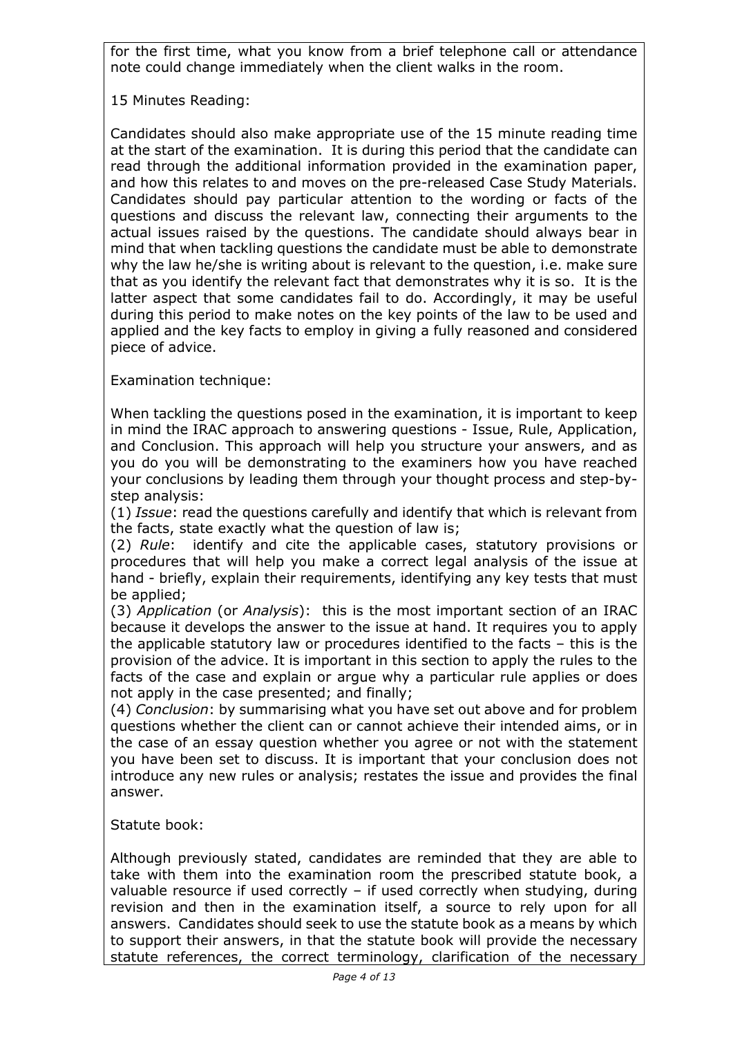for the first time, what you know from a brief telephone call or attendance note could change immediately when the client walks in the room.

15 Minutes Reading:

Candidates should also make appropriate use of the 15 minute reading time at the start of the examination. It is during this period that the candidate can read through the additional information provided in the examination paper, and how this relates to and moves on the pre-released Case Study Materials. Candidates should pay particular attention to the wording or facts of the questions and discuss the relevant law, connecting their arguments to the actual issues raised by the questions. The candidate should always bear in mind that when tackling questions the candidate must be able to demonstrate why the law he/she is writing about is relevant to the question, i.e. make sure that as you identify the relevant fact that demonstrates why it is so. It is the latter aspect that some candidates fail to do. Accordingly, it may be useful during this period to make notes on the key points of the law to be used and applied and the key facts to employ in giving a fully reasoned and considered piece of advice.

Examination technique:

When tackling the questions posed in the examination, it is important to keep in mind the IRAC approach to answering questions - Issue, Rule, Application, and Conclusion. This approach will help you structure your answers, and as you do you will be demonstrating to the examiners how you have reached your conclusions by leading them through your thought process and step-by-step analysis:
(1) *Issue*: read the questions carefully and identify that which is relevant from the facts, state exactly what the question of law is;
(2) *Rule*: identify and cite the applicable cases, statutory provisions or procedures that will help you make a correct legal analysis of the issue at hand - briefly, explain their requirements, identifying any key tests that must be applied;
(3) *Application* (or *Analysis*): this is the most important section of an IRAC because it develops the answer to the issue at hand. It requires you to apply the applicable statutory law or procedures identified to the facts – this is the provision of the advice. It is important in this section to apply the rules to the facts of the case and explain or argue why a particular rule applies or does not apply in the case presented; and finally;
(4) *Conclusion*: by summarising what you have set out above and for problem questions whether the client can or cannot achieve their intended aims, or in the case of an essay question whether you agree or not with the statement you have been set to discuss. It is important that your conclusion does not introduce any new rules or analysis; restates the issue and provides the final answer.

Statute book:

Although previously stated, candidates are reminded that they are able to take with them into the examination room the prescribed statute book, a valuable resource if used correctly – if used correctly when studying, during revision and then in the examination itself, a source to rely upon for all answers. Candidates should seek to use the statute book as a means by which to support their answers, in that the statute book will provide the necessary statute references, the correct terminology, clarification of the necessary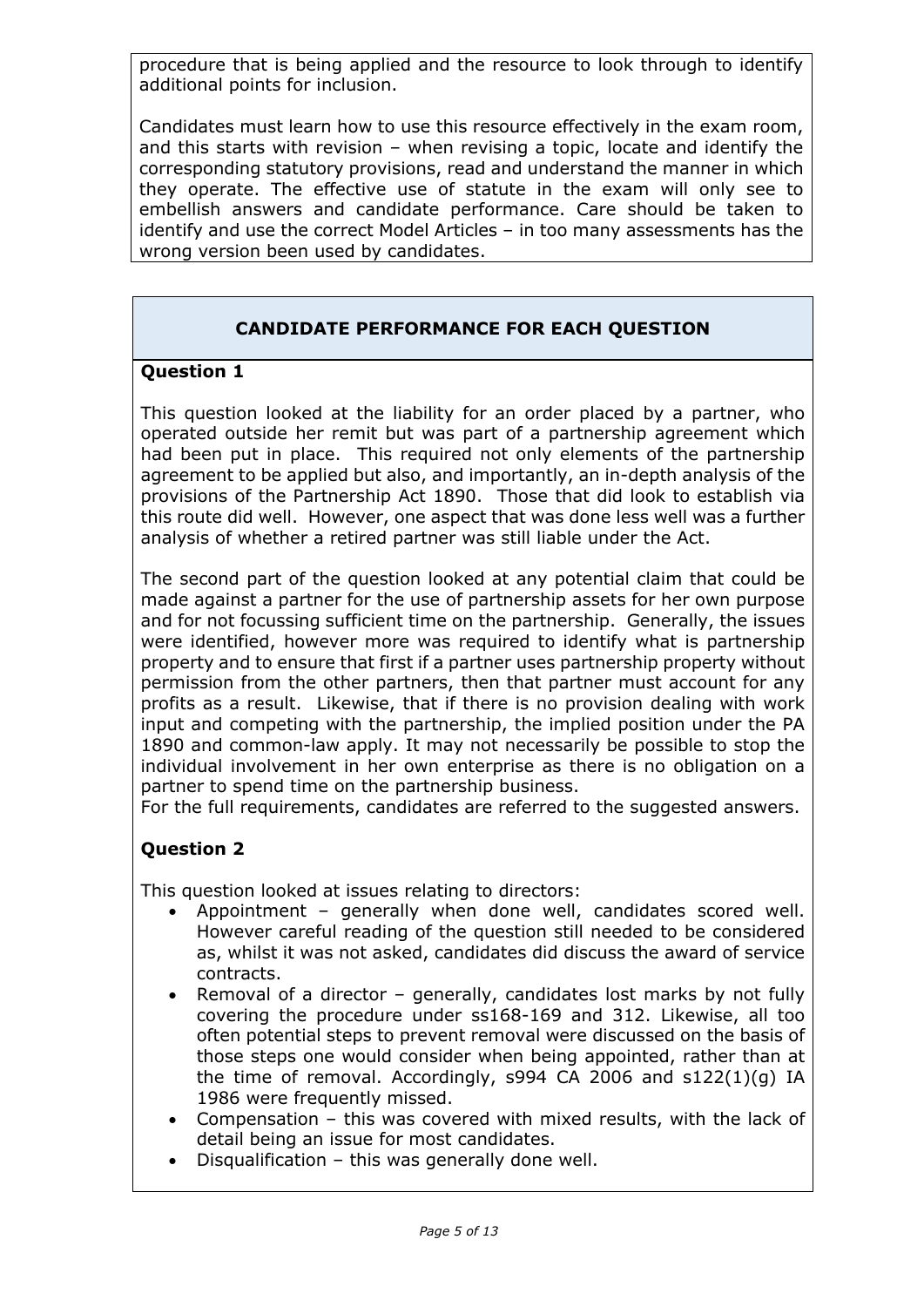procedure that is being applied and the resource to look through to identify additional points for inclusion.

Candidates must learn how to use this resource effectively in the exam room, and this starts with revision – when revising a topic, locate and identify the corresponding statutory provisions, read and understand the manner in which they operate. The effective use of statute in the exam will only see to embellish answers and candidate performance. Care should be taken to identify and use the correct Model Articles – in too many assessments has the wrong version been used by candidates.

## CANDIDATE PERFORMANCE FOR EACH QUESTION

### Question 1

This question looked at the liability for an order placed by a partner, who operated outside her remit but was part of a partnership agreement which had been put in place. This required not only elements of the partnership agreement to be applied but also, and importantly, an in-depth analysis of the provisions of the Partnership Act 1890. Those that did look to establish via this route did well. However, one aspect that was done less well was a further analysis of whether a retired partner was still liable under the Act.

The second part of the question looked at any potential claim that could be made against a partner for the use of partnership assets for her own purpose and for not focussing sufficient time on the partnership. Generally, the issues were identified, however more was required to identify what is partnership property and to ensure that first if a partner uses partnership property without permission from the other partners, then that partner must account for any profits as a result. Likewise, that if there is no provision dealing with work input and competing with the partnership, the implied position under the PA 1890 and common-law apply. It may not necessarily be possible to stop the individual involvement in her own enterprise as there is no obligation on a partner to spend time on the partnership business.
For the full requirements, candidates are referred to the suggested answers.

### Question 2

This question looked at issues relating to directors:

- Appointment – generally when done well, candidates scored well. However careful reading of the question still needed to be considered as, whilst it was not asked, candidates did discuss the award of service contracts.
- Removal of a director – generally, candidates lost marks by not fully covering the procedure under ss168-169 and 312. Likewise, all too often potential steps to prevent removal were discussed on the basis of those steps one would consider when being appointed, rather than at the time of removal. Accordingly, s994 CA 2006 and s122(1)(g) IA 1986 were frequently missed.
- Compensation – this was covered with mixed results, with the lack of detail being an issue for most candidates.
- Disqualification – this was generally done well.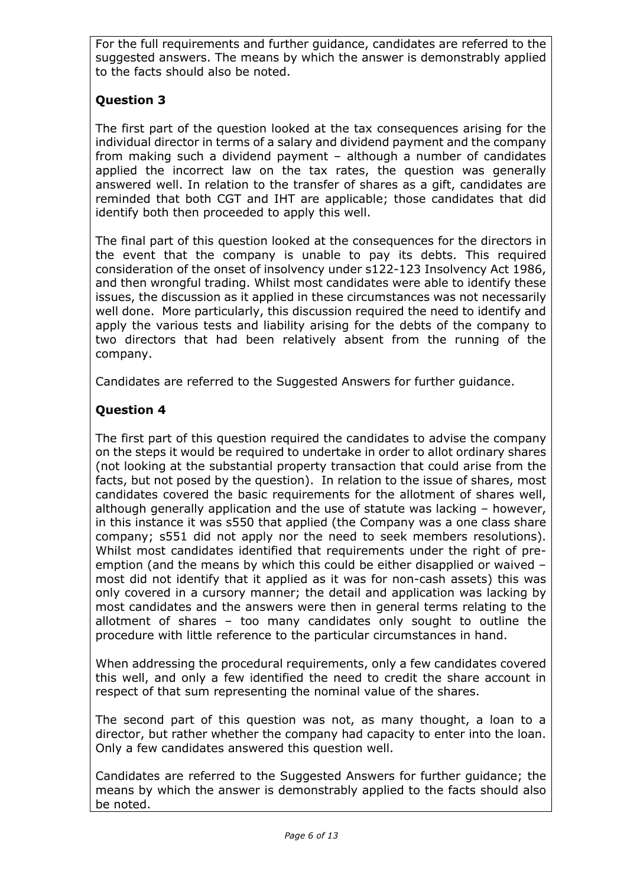For the full requirements and further guidance, candidates are referred to the suggested answers. The means by which the answer is demonstrably applied to the facts should also be noted.

### Question 3

The first part of the question looked at the tax consequences arising for the individual director in terms of a salary and dividend payment and the company from making such a dividend payment – although a number of candidates applied the incorrect law on the tax rates, the question was generally answered well. In relation to the transfer of shares as a gift, candidates are reminded that both CGT and IHT are applicable; those candidates that did identify both then proceeded to apply this well.

The final part of this question looked at the consequences for the directors in the event that the company is unable to pay its debts. This required consideration of the onset of insolvency under s122-123 Insolvency Act 1986, and then wrongful trading. Whilst most candidates were able to identify these issues, the discussion as it applied in these circumstances was not necessarily well done. More particularly, this discussion required the need to identify and apply the various tests and liability arising for the debts of the company to two directors that had been relatively absent from the running of the company.

Candidates are referred to the Suggested Answers for further guidance.

### Question 4

The first part of this question required the candidates to advise the company on the steps it would be required to undertake in order to allot ordinary shares (not looking at the substantial property transaction that could arise from the facts, but not posed by the question). In relation to the issue of shares, most candidates covered the basic requirements for the allotment of shares well, although generally application and the use of statute was lacking – however, in this instance it was s550 that applied (the Company was a one class share company; s551 did not apply nor the need to seek members resolutions). Whilst most candidates identified that requirements under the right of pre-emption (and the means by which this could be either disapplied or waived – most did not identify that it applied as it was for non-cash assets) this was only covered in a cursory manner; the detail and application was lacking by most candidates and the answers were then in general terms relating to the allotment of shares – too many candidates only sought to outline the procedure with little reference to the particular circumstances in hand.

When addressing the procedural requirements, only a few candidates covered this well, and only a few identified the need to credit the share account in respect of that sum representing the nominal value of the shares.

The second part of this question was not, as many thought, a loan to a director, but rather whether the company had capacity to enter into the loan. Only a few candidates answered this question well.

Candidates are referred to the Suggested Answers for further guidance; the means by which the answer is demonstrably applied to the facts should also be noted.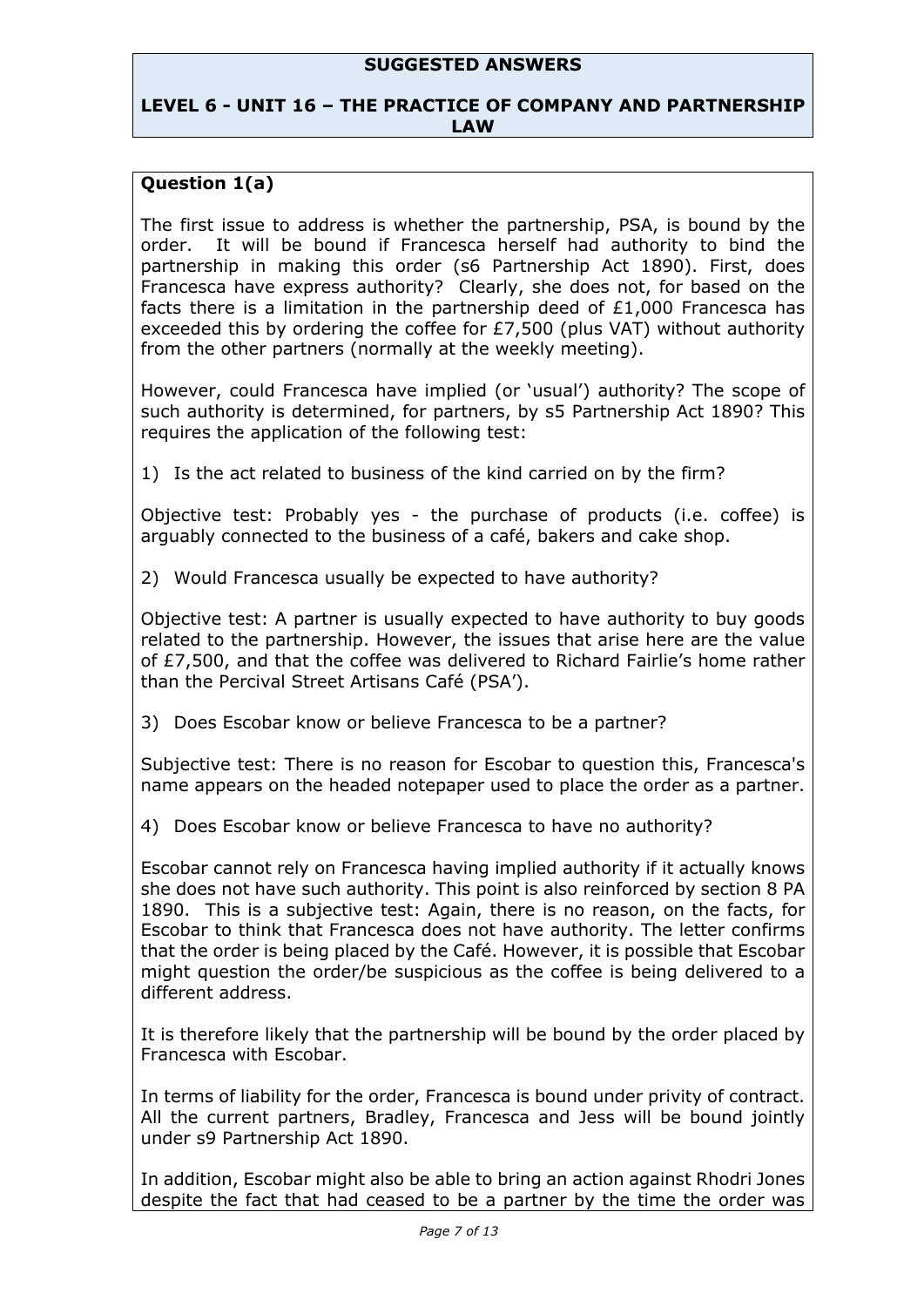**SUGGESTED ANSWERS**

**LEVEL 6 - UNIT 16 – THE PRACTICE OF COMPANY AND PARTNERSHIP LAW**

**Question 1(a)**

The first issue to address is whether the partnership, PSA, is bound by the order. It will be bound if Francesca herself had authority to bind the partnership in making this order (s6 Partnership Act 1890). First, does Francesca have express authority? Clearly, she does not, for based on the facts there is a limitation in the partnership deed of £1,000 Francesca has exceeded this by ordering the coffee for £7,500 (plus VAT) without authority from the other partners (normally at the weekly meeting).

However, could Francesca have implied (or 'usual') authority? The scope of such authority is determined, for partners, by s5 Partnership Act 1890? This requires the application of the following test:

1) Is the act related to business of the kind carried on by the firm?

Objective test: Probably yes - the purchase of products (i.e. coffee) is arguably connected to the business of a café, bakers and cake shop.

2) Would Francesca usually be expected to have authority?

Objective test: A partner is usually expected to have authority to buy goods related to the partnership. However, the issues that arise here are the value of £7,500, and that the coffee was delivered to Richard Fairlie's home rather than the Percival Street Artisans Café (PSA').

3) Does Escobar know or believe Francesca to be a partner?

Subjective test: There is no reason for Escobar to question this, Francesca's name appears on the headed notepaper used to place the order as a partner.

4) Does Escobar know or believe Francesca to have no authority?

Escobar cannot rely on Francesca having implied authority if it actually knows she does not have such authority. This point is also reinforced by section 8 PA 1890. This is a subjective test: Again, there is no reason, on the facts, for Escobar to think that Francesca does not have authority. The letter confirms that the order is being placed by the Café. However, it is possible that Escobar might question the order/be suspicious as the coffee is being delivered to a different address.

It is therefore likely that the partnership will be bound by the order placed by Francesca with Escobar.

In terms of liability for the order, Francesca is bound under privity of contract. All the current partners, Bradley, Francesca and Jess will be bound jointly under s9 Partnership Act 1890.

In addition, Escobar might also be able to bring an action against Rhodri Jones despite the fact that had ceased to be a partner by the time the order was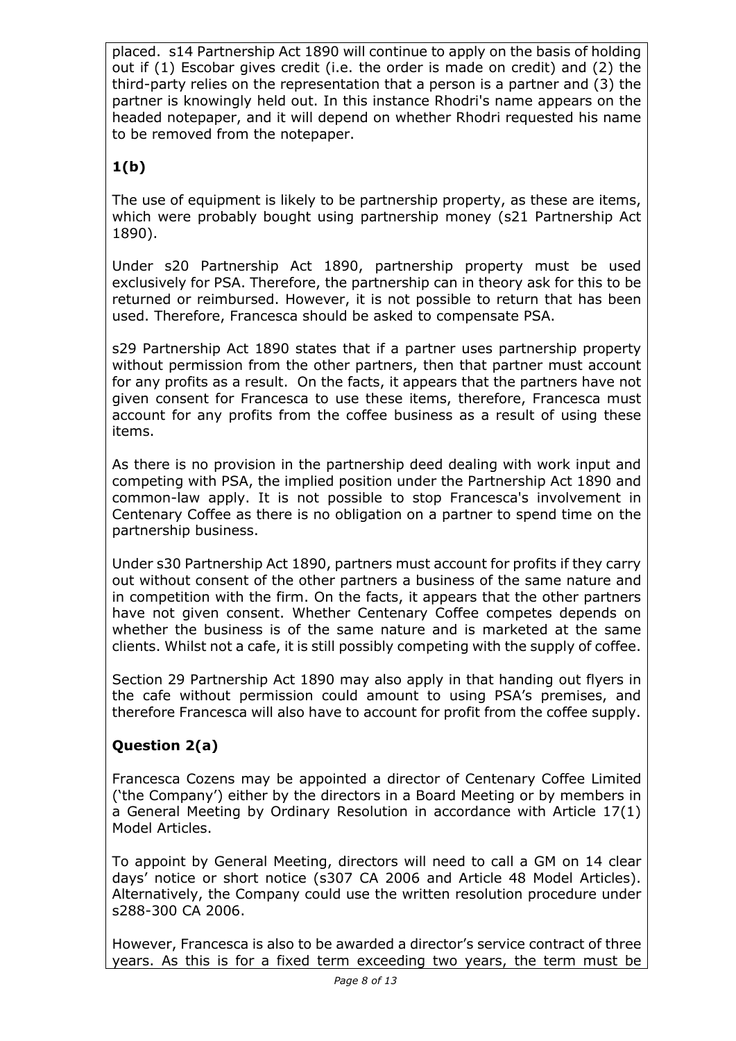placed. s14 Partnership Act 1890 will continue to apply on the basis of holding out if (1) Escobar gives credit (i.e. the order is made on credit) and (2) the third-party relies on the representation that a person is a partner and (3) the partner is knowingly held out. In this instance Rhodri's name appears on the headed notepaper, and it will depend on whether Rhodri requested his name to be removed from the notepaper.

**1(b)**

The use of equipment is likely to be partnership property, as these are items, which were probably bought using partnership money (s21 Partnership Act 1890).

Under s20 Partnership Act 1890, partnership property must be used exclusively for PSA. Therefore, the partnership can in theory ask for this to be returned or reimbursed. However, it is not possible to return that has been used. Therefore, Francesca should be asked to compensate PSA.

s29 Partnership Act 1890 states that if a partner uses partnership property without permission from the other partners, then that partner must account for any profits as a result. On the facts, it appears that the partners have not given consent for Francesca to use these items, therefore, Francesca must account for any profits from the coffee business as a result of using these items.

As there is no provision in the partnership deed dealing with work input and competing with PSA, the implied position under the Partnership Act 1890 and common-law apply. It is not possible to stop Francesca's involvement in Centenary Coffee as there is no obligation on a partner to spend time on the partnership business.

Under s30 Partnership Act 1890, partners must account for profits if they carry out without consent of the other partners a business of the same nature and in competition with the firm. On the facts, it appears that the other partners have not given consent. Whether Centenary Coffee competes depends on whether the business is of the same nature and is marketed at the same clients. Whilst not a cafe, it is still possibly competing with the supply of coffee.

Section 29 Partnership Act 1890 may also apply in that handing out flyers in the cafe without permission could amount to using PSA's premises, and therefore Francesca will also have to account for profit from the coffee supply.

**Question 2(a)**

Francesca Cozens may be appointed a director of Centenary Coffee Limited ('the Company') either by the directors in a Board Meeting or by members in a General Meeting by Ordinary Resolution in accordance with Article 17(1) Model Articles.

To appoint by General Meeting, directors will need to call a GM on 14 clear days' notice or short notice (s307 CA 2006 and Article 48 Model Articles). Alternatively, the Company could use the written resolution procedure under s288-300 CA 2006.

However, Francesca is also to be awarded a director's service contract of three years. As this is for a fixed term exceeding two years, the term must be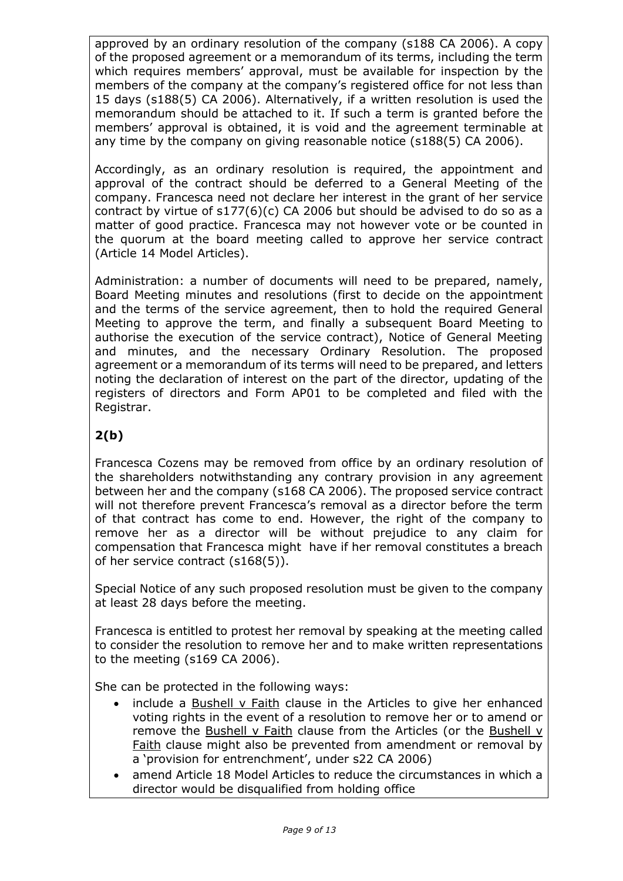approved by an ordinary resolution of the company (s188 CA 2006). A copy of the proposed agreement or a memorandum of its terms, including the term which requires members' approval, must be available for inspection by the members of the company at the company's registered office for not less than 15 days (s188(5) CA 2006). Alternatively, if a written resolution is used the memorandum should be attached to it. If such a term is granted before the members' approval is obtained, it is void and the agreement terminable at any time by the company on giving reasonable notice (s188(5) CA 2006).

Accordingly, as an ordinary resolution is required, the appointment and approval of the contract should be deferred to a General Meeting of the company. Francesca need not declare her interest in the grant of her service contract by virtue of s177(6)(c) CA 2006 but should be advised to do so as a matter of good practice. Francesca may not however vote or be counted in the quorum at the board meeting called to approve her service contract (Article 14 Model Articles).

Administration: a number of documents will need to be prepared, namely, Board Meeting minutes and resolutions (first to decide on the appointment and the terms of the service agreement, then to hold the required General Meeting to approve the term, and finally a subsequent Board Meeting to authorise the execution of the service contract), Notice of General Meeting and minutes, and the necessary Ordinary Resolution. The proposed agreement or a memorandum of its terms will need to be prepared, and letters noting the declaration of interest on the part of the director, updating of the registers of directors and Form AP01 to be completed and filed with the Registrar.

## 2(b)

Francesca Cozens may be removed from office by an ordinary resolution of the shareholders notwithstanding any contrary provision in any agreement between her and the company (s168 CA 2006). The proposed service contract will not therefore prevent Francesca's removal as a director before the term of that contract has come to end. However, the right of the company to remove her as a director will be without prejudice to any claim for compensation that Francesca might have if her removal constitutes a breach of her service contract (s168(5)).

Special Notice of any such proposed resolution must be given to the company at least 28 days before the meeting.

Francesca is entitled to protest her removal by speaking at the meeting called to consider the resolution to remove her and to make written representations to the meeting (s169 CA 2006).

She can be protected in the following ways:

- include a Bushell v Faith clause in the Articles to give her enhanced voting rights in the event of a resolution to remove her or to amend or remove the Bushell v Faith clause from the Articles (or the Bushell v Faith clause might also be prevented from amendment or removal by a 'provision for entrenchment', under s22 CA 2006)
- amend Article 18 Model Articles to reduce the circumstances in which a director would be disqualified from holding office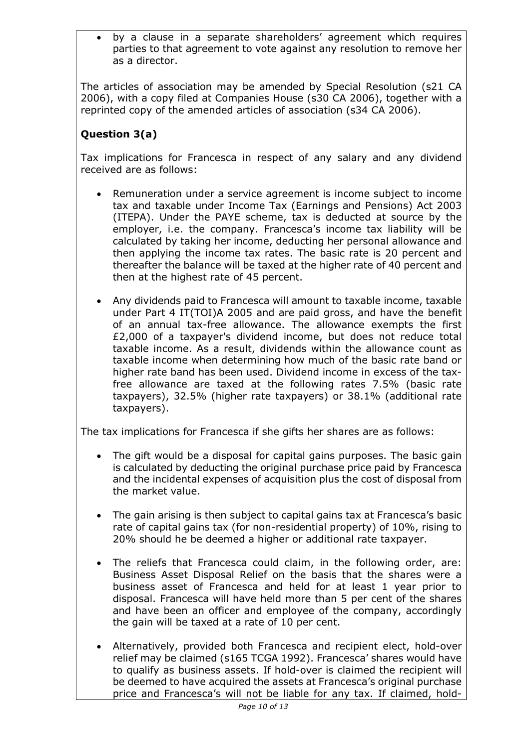- by a clause in a separate shareholders' agreement which requires parties to that agreement to vote against any resolution to remove her as a director.

The articles of association may be amended by Special Resolution (s21 CA 2006), with a copy filed at Companies House (s30 CA 2006), together with a reprinted copy of the amended articles of association (s34 CA 2006).

## Question 3(a)

Tax implications for Francesca in respect of any salary and any dividend received are as follows:

- Remuneration under a service agreement is income subject to income tax and taxable under Income Tax (Earnings and Pensions) Act 2003 (ITEPA). Under the PAYE scheme, tax is deducted at source by the employer, i.e. the company. Francesca's income tax liability will be calculated by taking her income, deducting her personal allowance and then applying the income tax rates. The basic rate is 20 percent and thereafter the balance will be taxed at the higher rate of 40 percent and then at the highest rate of 45 percent.

- Any dividends paid to Francesca will amount to taxable income, taxable under Part 4 IT(TOI)A 2005 and are paid gross, and have the benefit of an annual tax-free allowance. The allowance exempts the first £2,000 of a taxpayer's dividend income, but does not reduce total taxable income. As a result, dividends within the allowance count as taxable income when determining how much of the basic rate band or higher rate band has been used. Dividend income in excess of the tax-free allowance are taxed at the following rates 7.5% (basic rate taxpayers), 32.5% (higher rate taxpayers) or 38.1% (additional rate taxpayers).

The tax implications for Francesca if she gifts her shares are as follows:

- The gift would be a disposal for capital gains purposes. The basic gain is calculated by deducting the original purchase price paid by Francesca and the incidental expenses of acquisition plus the cost of disposal from the market value.

- The gain arising is then subject to capital gains tax at Francesca's basic rate of capital gains tax (for non-residential property) of 10%, rising to 20% should he be deemed a higher or additional rate taxpayer.

- The reliefs that Francesca could claim, in the following order, are: Business Asset Disposal Relief on the basis that the shares were a business asset of Francesca and held for at least 1 year prior to disposal. Francesca will have held more than 5 per cent of the shares and have been an officer and employee of the company, accordingly the gain will be taxed at a rate of 10 per cent.

- Alternatively, provided both Francesca and recipient elect, hold-over relief may be claimed (s165 TCGA 1992). Francesca' shares would have to qualify as business assets. If hold-over is claimed the recipient will be deemed to have acquired the assets at Francesca's original purchase price and Francesca's will not be liable for any tax. If claimed, hold-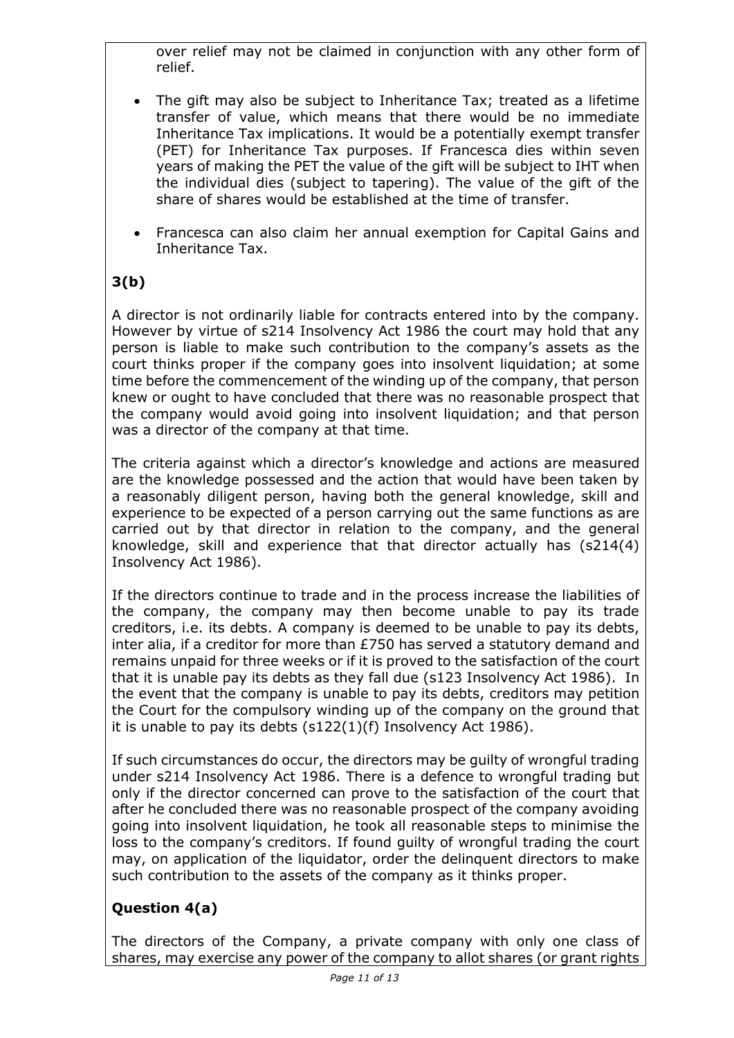over relief may not be claimed in conjunction with any other form of relief.

- The gift may also be subject to Inheritance Tax; treated as a lifetime transfer of value, which means that there would be no immediate Inheritance Tax implications. It would be a potentially exempt transfer (PET) for Inheritance Tax purposes. If Francesca dies within seven years of making the PET the value of the gift will be subject to IHT when the individual dies (subject to tapering). The value of the gift of the share of shares would be established at the time of transfer.

- Francesca can also claim her annual exemption for Capital Gains and Inheritance Tax.

## 3(b)

A director is not ordinarily liable for contracts entered into by the company. However by virtue of s214 Insolvency Act 1986 the court may hold that any person is liable to make such contribution to the company's assets as the court thinks proper if the company goes into insolvent liquidation; at some time before the commencement of the winding up of the company, that person knew or ought to have concluded that there was no reasonable prospect that the company would avoid going into insolvent liquidation; and that person was a director of the company at that time.

The criteria against which a director's knowledge and actions are measured are the knowledge possessed and the action that would have been taken by a reasonably diligent person, having both the general knowledge, skill and experience to be expected of a person carrying out the same functions as are carried out by that director in relation to the company, and the general knowledge, skill and experience that that director actually has (s214(4) Insolvency Act 1986).

If the directors continue to trade and in the process increase the liabilities of the company, the company may then become unable to pay its trade creditors, i.e. its debts. A company is deemed to be unable to pay its debts, inter alia, if a creditor for more than £750 has served a statutory demand and remains unpaid for three weeks or if it is proved to the satisfaction of the court that it is unable pay its debts as they fall due (s123 Insolvency Act 1986). In the event that the company is unable to pay its debts, creditors may petition the Court for the compulsory winding up of the company on the ground that it is unable to pay its debts (s122(1)(f) Insolvency Act 1986).

If such circumstances do occur, the directors may be guilty of wrongful trading under s214 Insolvency Act 1986. There is a defence to wrongful trading but only if the director concerned can prove to the satisfaction of the court that after he concluded there was no reasonable prospect of the company avoiding going into insolvent liquidation, he took all reasonable steps to minimise the loss to the company's creditors. If found guilty of wrongful trading the court may, on application of the liquidator, order the delinquent directors to make such contribution to the assets of the company as it thinks proper.

## Question 4(a)

The directors of the Company, a private company with only one class of shares, may exercise any power of the company to allot shares (or grant rights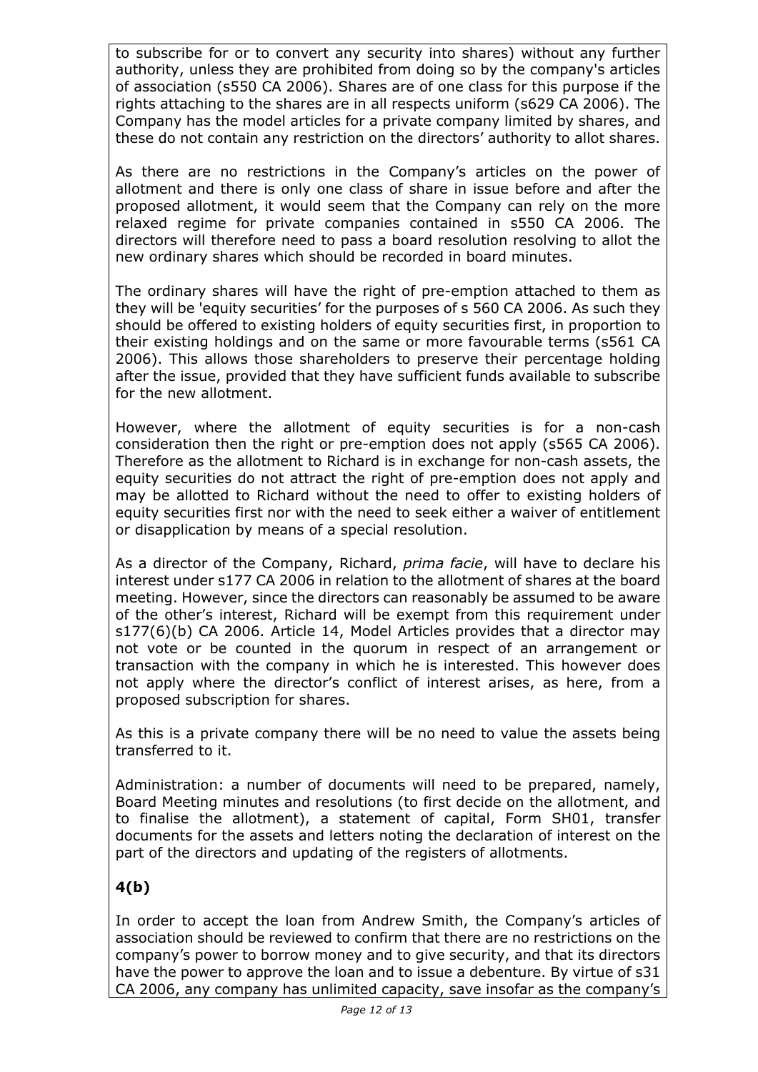to subscribe for or to convert any security into shares) without any further authority, unless they are prohibited from doing so by the company's articles of association (s550 CA 2006). Shares are of one class for this purpose if the rights attaching to the shares are in all respects uniform (s629 CA 2006). The Company has the model articles for a private company limited by shares, and these do not contain any restriction on the directors' authority to allot shares.

As there are no restrictions in the Company's articles on the power of allotment and there is only one class of share in issue before and after the proposed allotment, it would seem that the Company can rely on the more relaxed regime for private companies contained in s550 CA 2006. The directors will therefore need to pass a board resolution resolving to allot the new ordinary shares which should be recorded in board minutes.

The ordinary shares will have the right of pre-emption attached to them as they will be 'equity securities' for the purposes of s 560 CA 2006. As such they should be offered to existing holders of equity securities first, in proportion to their existing holdings and on the same or more favourable terms (s561 CA 2006). This allows those shareholders to preserve their percentage holding after the issue, provided that they have sufficient funds available to subscribe for the new allotment.

However, where the allotment of equity securities is for a non-cash consideration then the right or pre-emption does not apply (s565 CA 2006). Therefore as the allotment to Richard is in exchange for non-cash assets, the equity securities do not attract the right of pre-emption does not apply and may be allotted to Richard without the need to offer to existing holders of equity securities first nor with the need to seek either a waiver of entitlement or disapplication by means of a special resolution.

As a director of the Company, Richard, *prima facie*, will have to declare his interest under s177 CA 2006 in relation to the allotment of shares at the board meeting. However, since the directors can reasonably be assumed to be aware of the other's interest, Richard will be exempt from this requirement under s177(6)(b) CA 2006. Article 14, Model Articles provides that a director may not vote or be counted in the quorum in respect of an arrangement or transaction with the company in which he is interested. This however does not apply where the director's conflict of interest arises, as here, from a proposed subscription for shares.

As this is a private company there will be no need to value the assets being transferred to it.

Administration: a number of documents will need to be prepared, namely, Board Meeting minutes and resolutions (to first decide on the allotment, and to finalise the allotment), a statement of capital, Form SH01, transfer documents for the assets and letters noting the declaration of interest on the part of the directors and updating of the registers of allotments.

## 4(b)

In order to accept the loan from Andrew Smith, the Company's articles of association should be reviewed to confirm that there are no restrictions on the company's power to borrow money and to give security, and that its directors have the power to approve the loan and to issue a debenture. By virtue of s31 CA 2006, any company has unlimited capacity, save insofar as the company's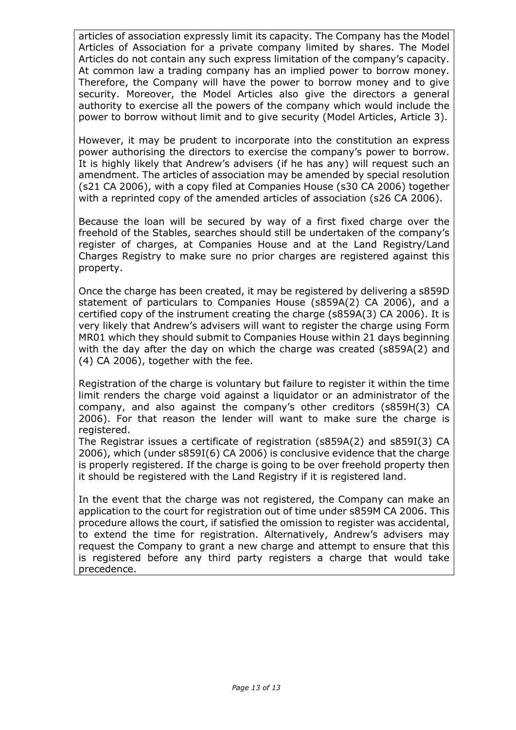articles of association expressly limit its capacity. The Company has the Model Articles of Association for a private company limited by shares. The Model Articles do not contain any such express limitation of the company's capacity. At common law a trading company has an implied power to borrow money. Therefore, the Company will have the power to borrow money and to give security. Moreover, the Model Articles also give the directors a general authority to exercise all the powers of the company which would include the power to borrow without limit and to give security (Model Articles, Article 3).

However, it may be prudent to incorporate into the constitution an express power authorising the directors to exercise the company's power to borrow. It is highly likely that Andrew's advisers (if he has any) will request such an amendment. The articles of association may be amended by special resolution (s21 CA 2006), with a copy filed at Companies House (s30 CA 2006) together with a reprinted copy of the amended articles of association (s26 CA 2006).

Because the loan will be secured by way of a first fixed charge over the freehold of the Stables, searches should still be undertaken of the company's register of charges, at Companies House and at the Land Registry/Land Charges Registry to make sure no prior charges are registered against this property.

Once the charge has been created, it may be registered by delivering a s859D statement of particulars to Companies House (s859A(2) CA 2006), and a certified copy of the instrument creating the charge (s859A(3) CA 2006). It is very likely that Andrew's advisers will want to register the charge using Form MR01 which they should submit to Companies House within 21 days beginning with the day after the day on which the charge was created (s859A(2) and (4) CA 2006), together with the fee.

Registration of the charge is voluntary but failure to register it within the time limit renders the charge void against a liquidator or an administrator of the company, and also against the company's other creditors (s859H(3) CA 2006). For that reason the lender will want to make sure the charge is registered.

The Registrar issues a certificate of registration (s859A(2) and s859I(3) CA 2006), which (under s859I(6) CA 2006) is conclusive evidence that the charge is properly registered. If the charge is going to be over freehold property then it should be registered with the Land Registry if it is registered land.

In the event that the charge was not registered, the Company can make an application to the court for registration out of time under s859M CA 2006. This procedure allows the court, if satisfied the omission to register was accidental, to extend the time for registration. Alternatively, Andrew's advisers may request the Company to grant a new charge and attempt to ensure that this is registered before any third party registers a charge that would take precedence.